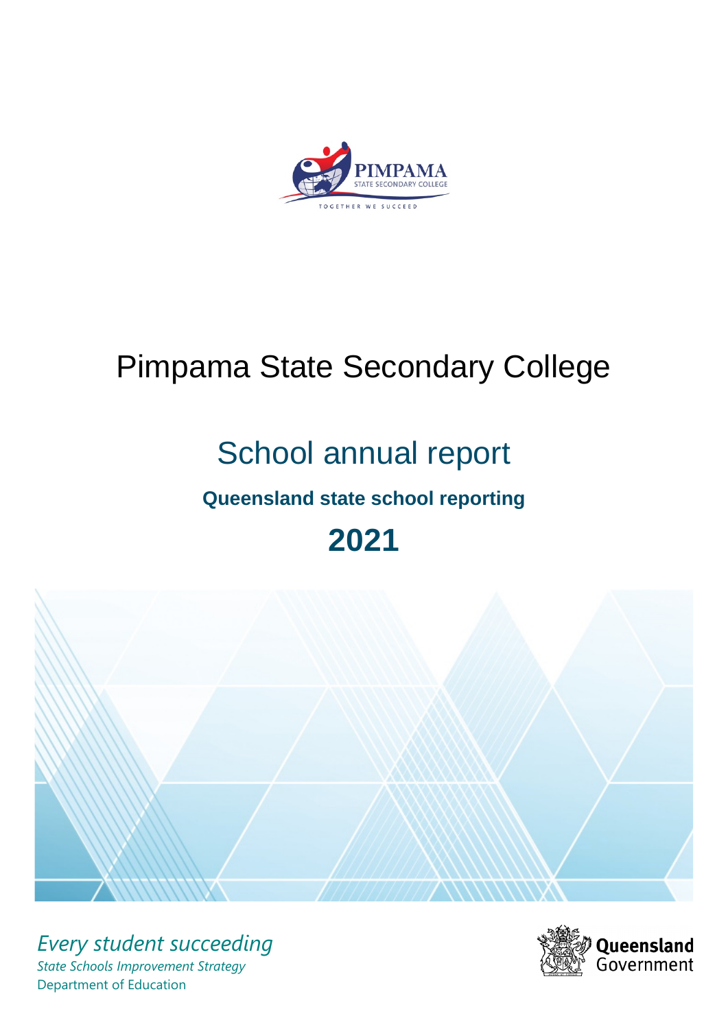# Pimpama State Secondary College

## School annual report

### Queensland state school reporting

## 2021

*Every student succeeding*

*State Schools Improvement Strategy*

Department of Education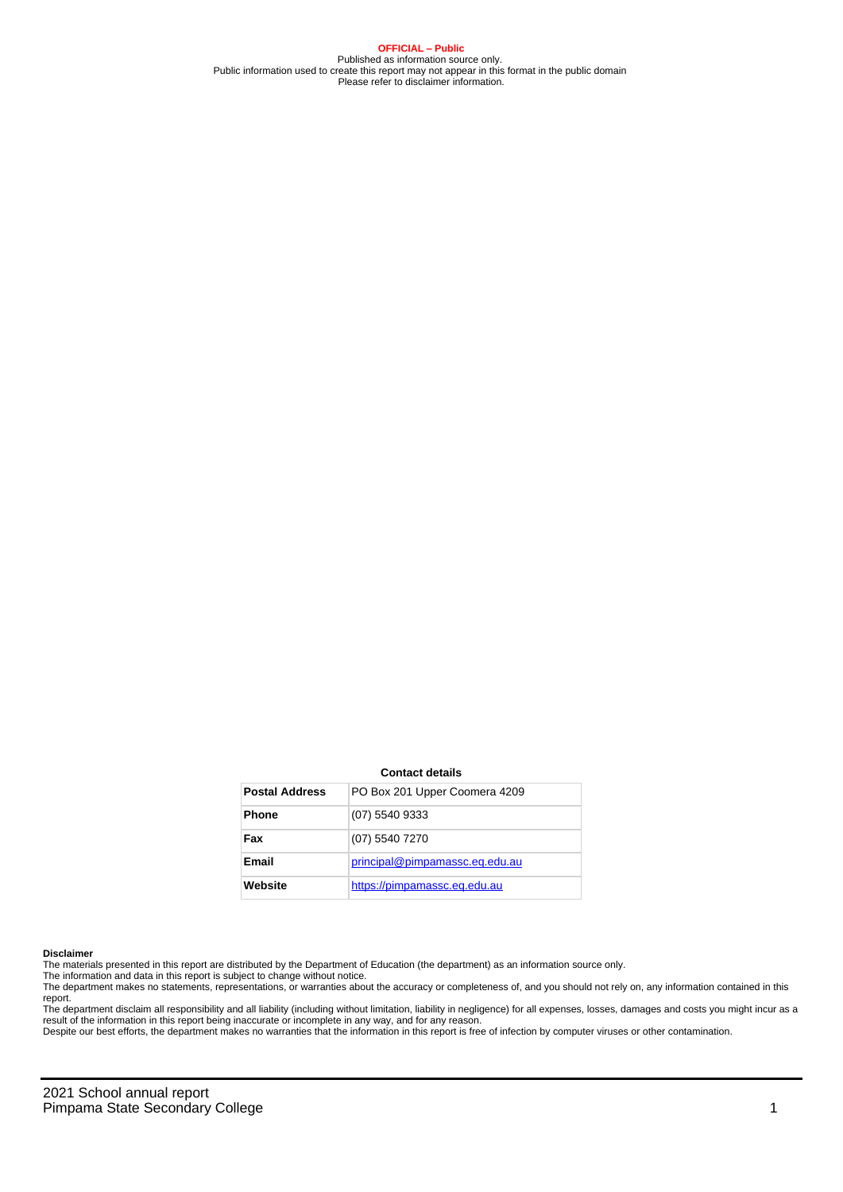**OFFICIAL – Public**
Published as information source only.
Public information used to create this report may not appear in this format in the public domain
Please refer to disclaimer information.

**Contact details**

| Postal Address | PO Box 201 Upper Coomera 4209 |
|---|---|
| Phone | (07) 5540 9333 |
| Fax | (07) 5540 7270 |
| Email | principal@pimpamassc.eq.edu.au |
| Website | https://pimpamassc.eq.edu.au |

**Disclaimer**

The materials presented in this report are distributed by the Department of Education (the department) as an information source only.

The information and data in this report is subject to change without notice.

The department makes no statements, representations, or warranties about the accuracy or completeness of, and you should not rely on, any information contained in this report.

The department disclaim all responsibility and all liability (including without limitation, liability in negligence) for all expenses, losses, damages and costs you might incur as a result of the information in this report being inaccurate or incomplete in any way, and for any reason.

Despite our best efforts, the department makes no warranties that the information in this report is free of infection by computer viruses or other contamination.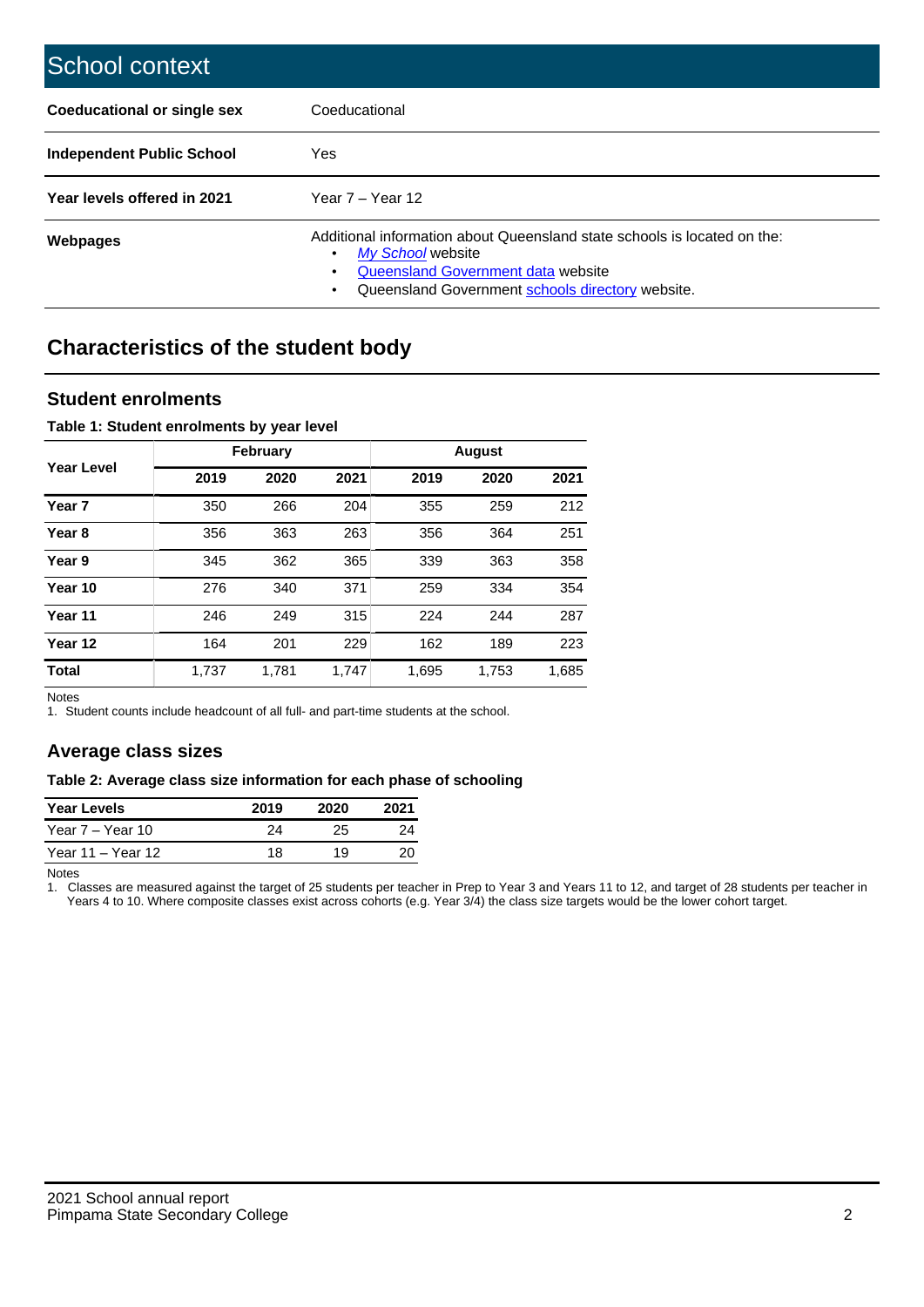# School context

| | |
|---|---|
| **Coeducational or single sex** | Coeducational |
| **Independent Public School** | Yes |
| **Year levels offered in 2021** | Year 7 – Year 12 |
| **Webpages** | Additional information about Queensland state schools is located on the: <br>• *My School* website <br>• Queensland Government data website <br>• Queensland Government schools directory website. |

## Characteristics of the student body

### Student enrolments

**Table 1: Student enrolments by year level**

| Year Level | February | | | August | | |
|---|---|---|---|---|---|---|
| | 2019 | 2020 | 2021 | 2019 | 2020 | 2021 |
| **Year 7** | 350 | 266 | 204 | 355 | 259 | 212 |
| **Year 8** | 356 | 363 | 263 | 356 | 364 | 251 |
| **Year 9** | 345 | 362 | 365 | 339 | 363 | 358 |
| **Year 10** | 276 | 340 | 371 | 259 | 334 | 354 |
| **Year 11** | 246 | 249 | 315 | 224 | 244 | 287 |
| **Year 12** | 164 | 201 | 229 | 162 | 189 | 223 |
| **Total** | 1,737 | 1,781 | 1,747 | 1,695 | 1,753 | 1,685 |

Notes

1. Student counts include headcount of all full- and part-time students at the school.

### Average class sizes

**Table 2: Average class size information for each phase of schooling**

| Year Levels | 2019 | 2020 | 2021 |
|---|---|---|---|
| Year 7 – Year 10 | 24 | 25 | 24 |
| Year 11 – Year 12 | 18 | 19 | 20 |

Notes

1. Classes are measured against the target of 25 students per teacher in Prep to Year 3 and Years 11 to 12, and target of 28 students per teacher in Years 4 to 10. Where composite classes exist across cohorts (e.g. Year 3/4) the class size targets would be the lower cohort target.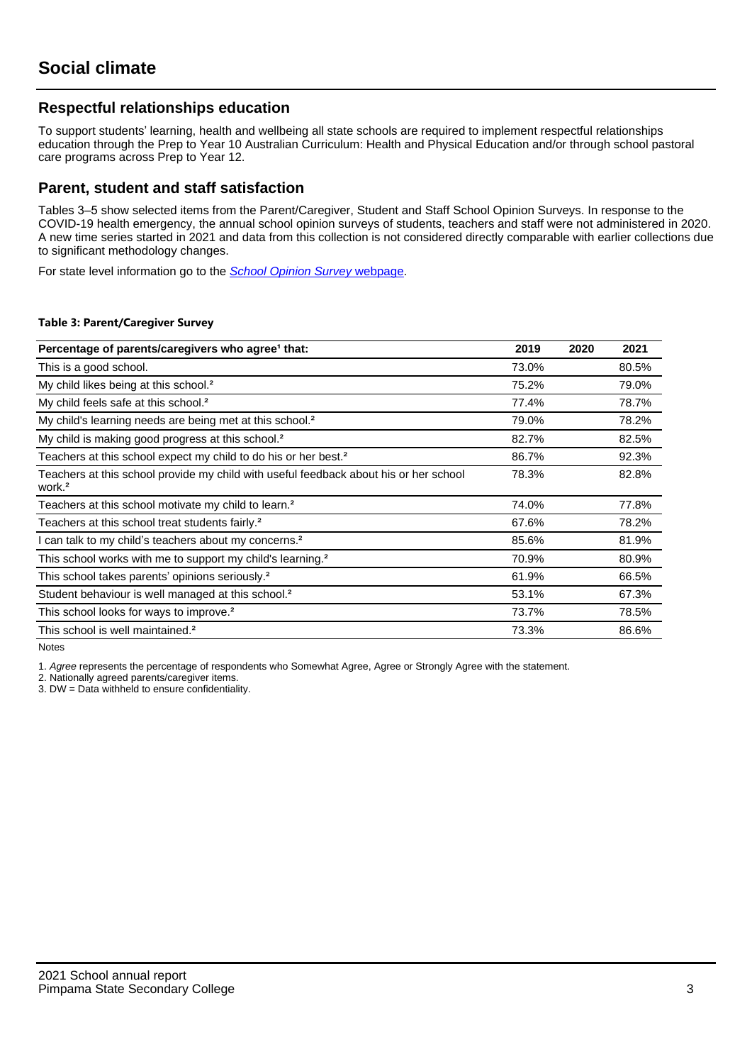# Social climate

## Respectful relationships education

To support students' learning, health and wellbeing all state schools are required to implement respectful relationships education through the Prep to Year 10 Australian Curriculum: Health and Physical Education and/or through school pastoral care programs across Prep to Year 12.

## Parent, student and staff satisfaction

Tables 3–5 show selected items from the Parent/Caregiver, Student and Staff School Opinion Surveys. In response to the COVID-19 health emergency, the annual school opinion surveys of students, teachers and staff were not administered in 2020. A new time series started in 2021 and data from this collection is not considered directly comparable with earlier collections due to significant methodology changes.

For state level information go to the *School Opinion Survey* webpage.

**Table 3: Parent/Caregiver Survey**

| Percentage of parents/caregivers who agree[1] that: | 2019 | 2020 | 2021 |
|---|---|---|---|
| This is a good school. | 73.0% | | 80.5% |
| My child likes being at this school.[2] | 75.2% | | 79.0% |
| My child feels safe at this school.[2] | 77.4% | | 78.7% |
| My child's learning needs are being met at this school.[2] | 79.0% | | 78.2% |
| My child is making good progress at this school.[2] | 82.7% | | 82.5% |
| Teachers at this school expect my child to do his or her best.[2] | 86.7% | | 92.3% |
| Teachers at this school provide my child with useful feedback about his or her school work.[2] | 78.3% | | 82.8% |
| Teachers at this school motivate my child to learn.[2] | 74.0% | | 77.8% |
| Teachers at this school treat students fairly.[2] | 67.6% | | 78.2% |
| I can talk to my child's teachers about my concerns.[2] | 85.6% | | 81.9% |
| This school works with me to support my child's learning.[2] | 70.9% | | 80.9% |
| This school takes parents' opinions seriously.[2] | 61.9% | | 66.5% |
| Student behaviour is well managed at this school.[2] | 53.1% | | 67.3% |
| This school looks for ways to improve.[2] | 73.7% | | 78.5% |
| This school is well maintained.[2] | 73.3% | | 86.6% |

Notes

1. *Agree* represents the percentage of respondents who Somewhat Agree, Agree or Strongly Agree with the statement.
2. Nationally agreed parents/caregiver items.
3. DW = Data withheld to ensure confidentiality.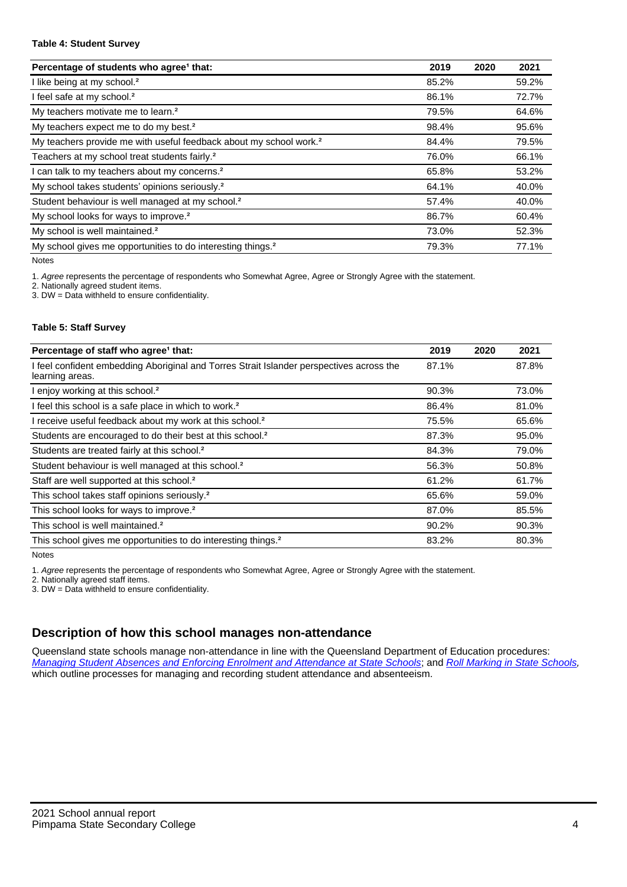**Table 4: Student Survey**

| Percentage of students who agree[1] that: | 2019 | 2020 | 2021 |
|---|---|---|---|
| I like being at my school.[2] | 85.2% | | 59.2% |
| I feel safe at my school.[2] | 86.1% | | 72.7% |
| My teachers motivate me to learn.[2] | 79.5% | | 64.6% |
| My teachers expect me to do my best.[2] | 98.4% | | 95.6% |
| My teachers provide me with useful feedback about my school work.[2] | 84.4% | | 79.5% |
| Teachers at my school treat students fairly.[2] | 76.0% | | 66.1% |
| I can talk to my teachers about my concerns.[2] | 65.8% | | 53.2% |
| My school takes students' opinions seriously.[2] | 64.1% | | 40.0% |
| Student behaviour is well managed at my school.[2] | 57.4% | | 40.0% |
| My school looks for ways to improve.[2] | 86.7% | | 60.4% |
| My school is well maintained.[2] | 73.0% | | 52.3% |
| My school gives me opportunities to do interesting things.[2] | 79.3% | | 77.1% |

Notes

1. *Agree* represents the percentage of respondents who Somewhat Agree, Agree or Strongly Agree with the statement.
2. Nationally agreed student items.
3. DW = Data withheld to ensure confidentiality.

**Table 5: Staff Survey**

| Percentage of staff who agree[1] that: | 2019 | 2020 | 2021 |
|---|---|---|---|
| I feel confident embedding Aboriginal and Torres Strait Islander perspectives across the learning areas. | 87.1% | | 87.8% |
| I enjoy working at this school.[2] | 90.3% | | 73.0% |
| I feel this school is a safe place in which to work.[2] | 86.4% | | 81.0% |
| I receive useful feedback about my work at this school.[2] | 75.5% | | 65.6% |
| Students are encouraged to do their best at this school.[2] | 87.3% | | 95.0% |
| Students are treated fairly at this school.[2] | 84.3% | | 79.0% |
| Student behaviour is well managed at this school.[2] | 56.3% | | 50.8% |
| Staff are well supported at this school.[2] | 61.2% | | 61.7% |
| This school takes staff opinions seriously.[2] | 65.6% | | 59.0% |
| This school looks for ways to improve.[2] | 87.0% | | 85.5% |
| This school is well maintained.[2] | 90.2% | | 90.3% |
| This school gives me opportunities to do interesting things.[2] | 83.2% | | 80.3% |

Notes

1. *Agree* represents the percentage of respondents who Somewhat Agree, Agree or Strongly Agree with the statement.
2. Nationally agreed staff items.
3. DW = Data withheld to ensure confidentiality.

## Description of how this school manages non-attendance

Queensland state schools manage non-attendance in line with the Queensland Department of Education procedures: *Managing Student Absences and Enforcing Enrolment and Attendance at State Schools*; and *Roll Marking in State Schools*, which outline processes for managing and recording student attendance and absenteeism.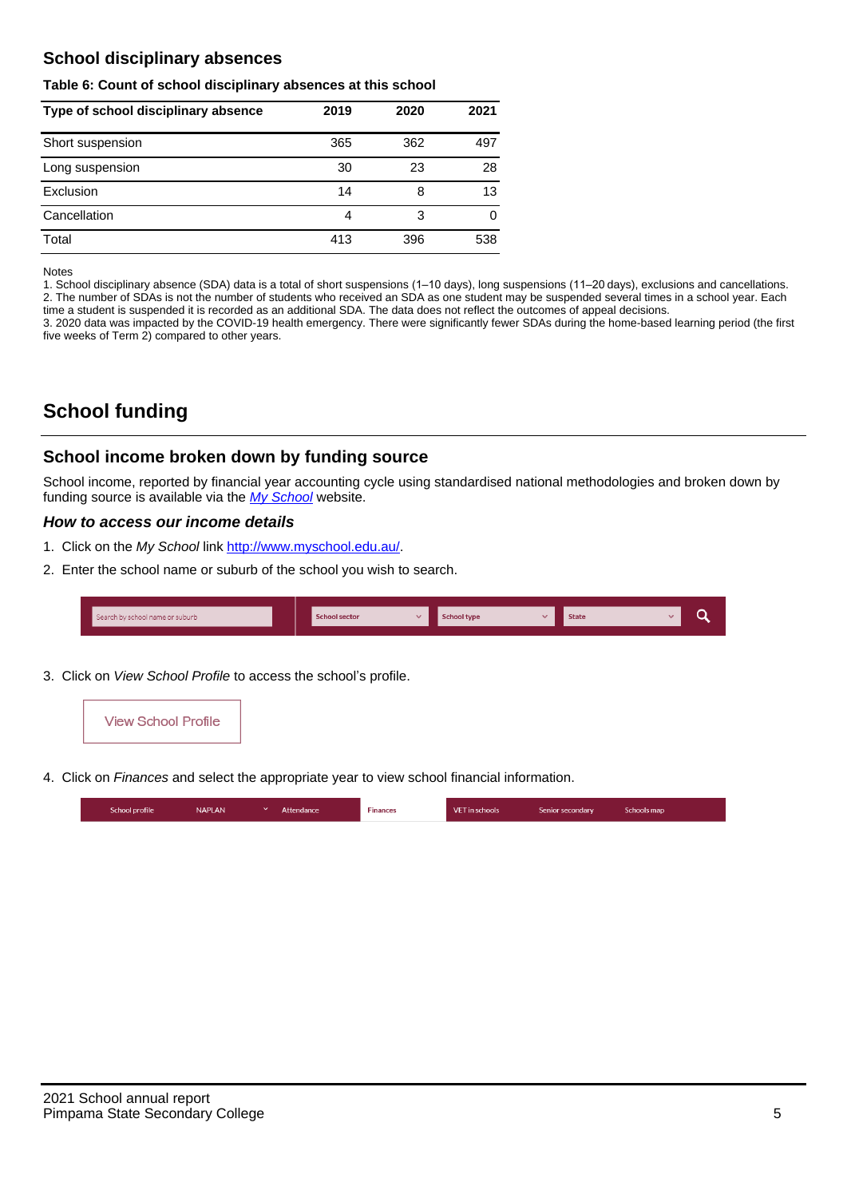## School disciplinary absences

**Table 6: Count of school disciplinary absences at this school**

| Type of school disciplinary absence | 2019 | 2020 | 2021 |
|---|---|---|---|
| Short suspension | 365 | 362 | 497 |
| Long suspension | 30 | 23 | 28 |
| Exclusion | 14 | 8 | 13 |
| Cancellation | 4 | 3 | 0 |
| Total | 413 | 396 | 538 |

Notes

1. School disciplinary absence (SDA) data is a total of short suspensions (1–10 days), long suspensions (11–20 days), exclusions and cancellations.
2. The number of SDAs is not the number of students who received an SDA as one student may be suspended several times in a school year. Each time a student is suspended it is recorded as an additional SDA. The data does not reflect the outcomes of appeal decisions.
3. 2020 data was impacted by the COVID-19 health emergency. There were significantly fewer SDAs during the home-based learning period (the first five weeks of Term 2) compared to other years.

# School funding

## School income broken down by funding source

School income, reported by financial year accounting cycle using standardised national methodologies and broken down by funding source is available via the *My School* website.

### *How to access our income details*

1. Click on the *My School* link http://www.myschool.edu.au/.
2. Enter the school name or suburb of the school you wish to search.

Search by school name or suburb | School sector | School type | State

3. Click on *View School Profile* to access the school's profile.

View School Profile

4. Click on *Finances* and select the appropriate year to view school financial information.

School profile | NAPLAN | Attendance | Finances | VET in schools | Senior secondary | Schools map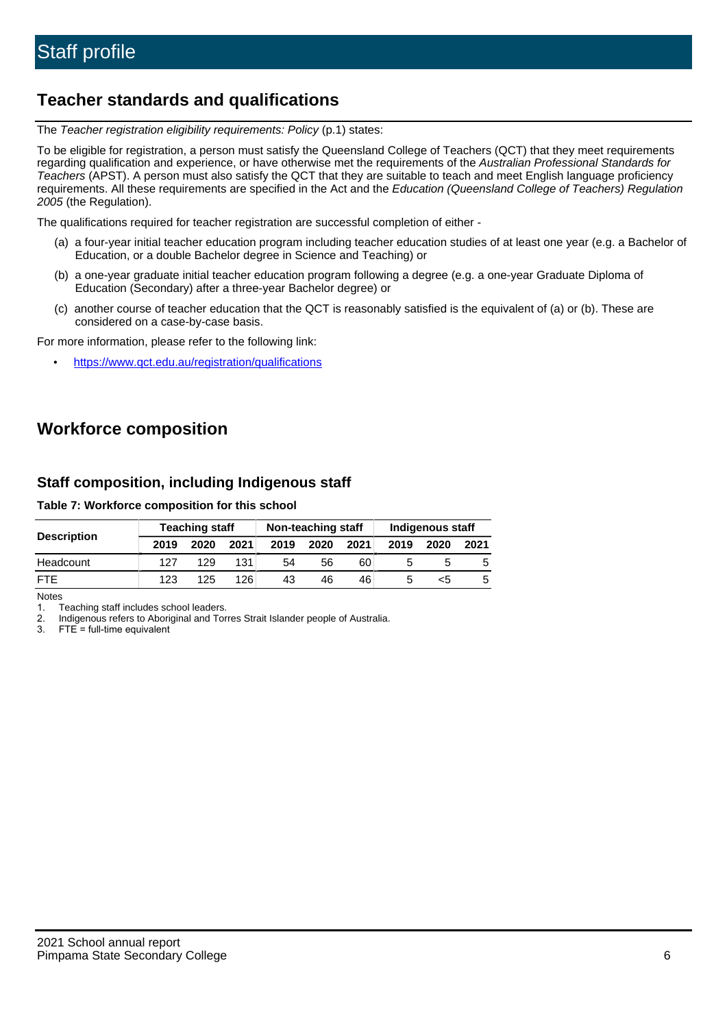# Staff profile

## Teacher standards and qualifications

The *Teacher registration eligibility requirements: Policy* (p.1) states:

To be eligible for registration, a person must satisfy the Queensland College of Teachers (QCT) that they meet requirements regarding qualification and experience, or have otherwise met the requirements of the *Australian Professional Standards for Teachers* (APST). A person must also satisfy the QCT that they are suitable to teach and meet English language proficiency requirements. All these requirements are specified in the Act and the *Education (Queensland College of Teachers) Regulation 2005* (the Regulation).

The qualifications required for teacher registration are successful completion of either -

(a) a four-year initial teacher education program including teacher education studies of at least one year (e.g. a Bachelor of Education, or a double Bachelor degree in Science and Teaching) or

(b) a one-year graduate initial teacher education program following a degree (e.g. a one-year Graduate Diploma of Education (Secondary) after a three-year Bachelor degree) or

(c) another course of teacher education that the QCT is reasonably satisfied is the equivalent of (a) or (b). These are considered on a case-by-case basis.

For more information, please refer to the following link:

- https://www.qct.edu.au/registration/qualifications

## Workforce composition

### Staff composition, including Indigenous staff

**Table 7: Workforce composition for this school**

| Description | Teaching staff | | | Non-teaching staff | | | Indigenous staff | | |
|---|---|---|---|---|---|---|---|---|---|
| | 2019 | 2020 | 2021 | 2019 | 2020 | 2021 | 2019 | 2020 | 2021 |
| Headcount | 127 | 129 | 131 | 54 | 56 | 60 | 5 | 5 | 5 |
| FTE | 123 | 125 | 126 | 43 | 46 | 46 | 5 | <5 | 5 |

Notes

1. Teaching staff includes school leaders.
2. Indigenous refers to Aboriginal and Torres Strait Islander people of Australia.
3. FTE = full-time equivalent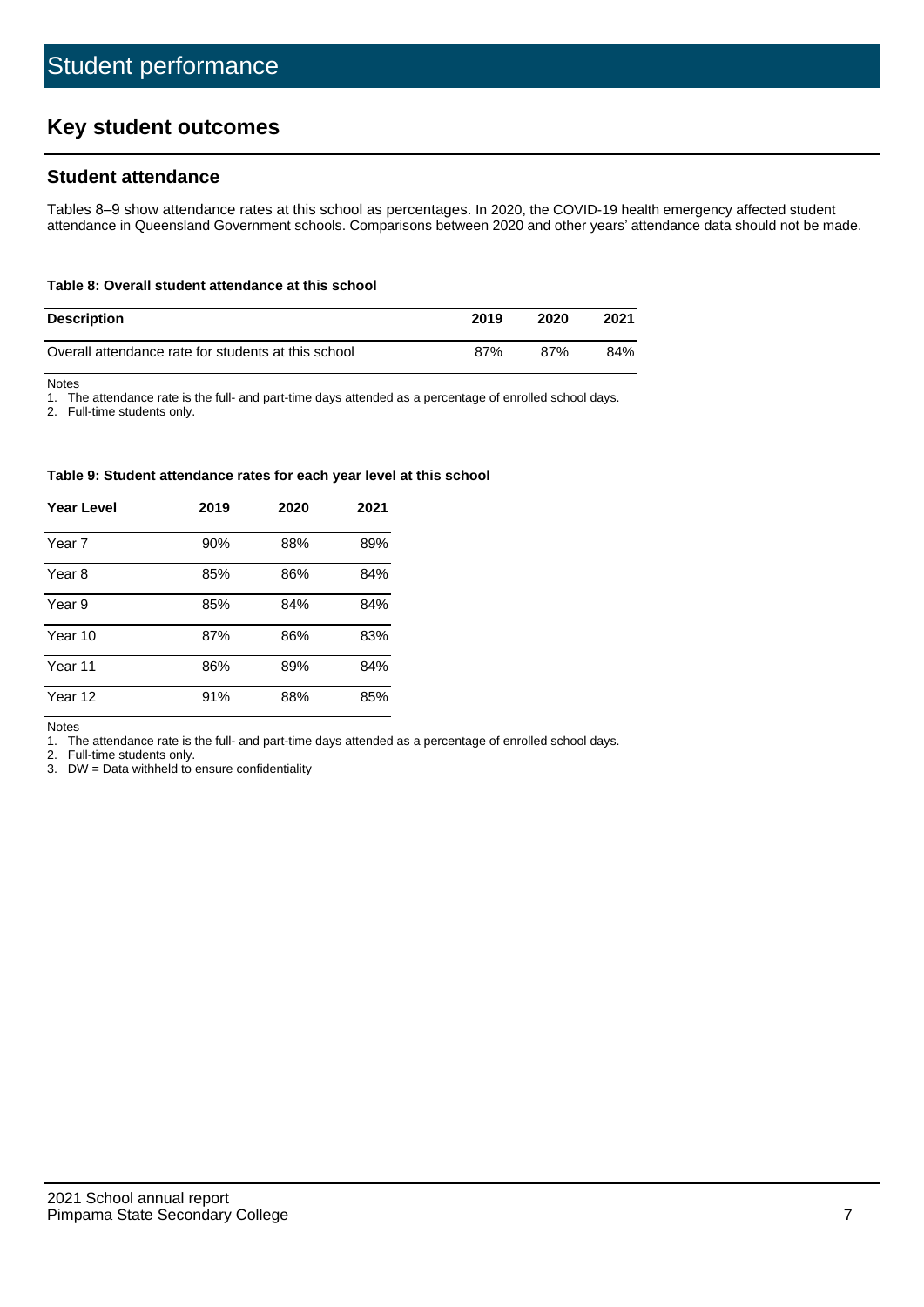# Student performance

## Key student outcomes

### Student attendance

Tables 8–9 show attendance rates at this school as percentages. In 2020, the COVID-19 health emergency affected student attendance in Queensland Government schools. Comparisons between 2020 and other years' attendance data should not be made.

**Table 8: Overall student attendance at this school**

| Description | 2019 | 2020 | 2021 |
|---|---|---|---|
| Overall attendance rate for students at this school | 87% | 87% | 84% |

Notes

1. The attendance rate is the full- and part-time days attended as a percentage of enrolled school days.
2. Full-time students only.

**Table 9: Student attendance rates for each year level at this school**

| Year Level | 2019 | 2020 | 2021 |
|---|---|---|---|
| Year 7 | 90% | 88% | 89% |
| Year 8 | 85% | 86% | 84% |
| Year 9 | 85% | 84% | 84% |
| Year 10 | 87% | 86% | 83% |
| Year 11 | 86% | 89% | 84% |
| Year 12 | 91% | 88% | 85% |

Notes

1. The attendance rate is the full- and part-time days attended as a percentage of enrolled school days.
2. Full-time students only.
3. DW = Data withheld to ensure confidentiality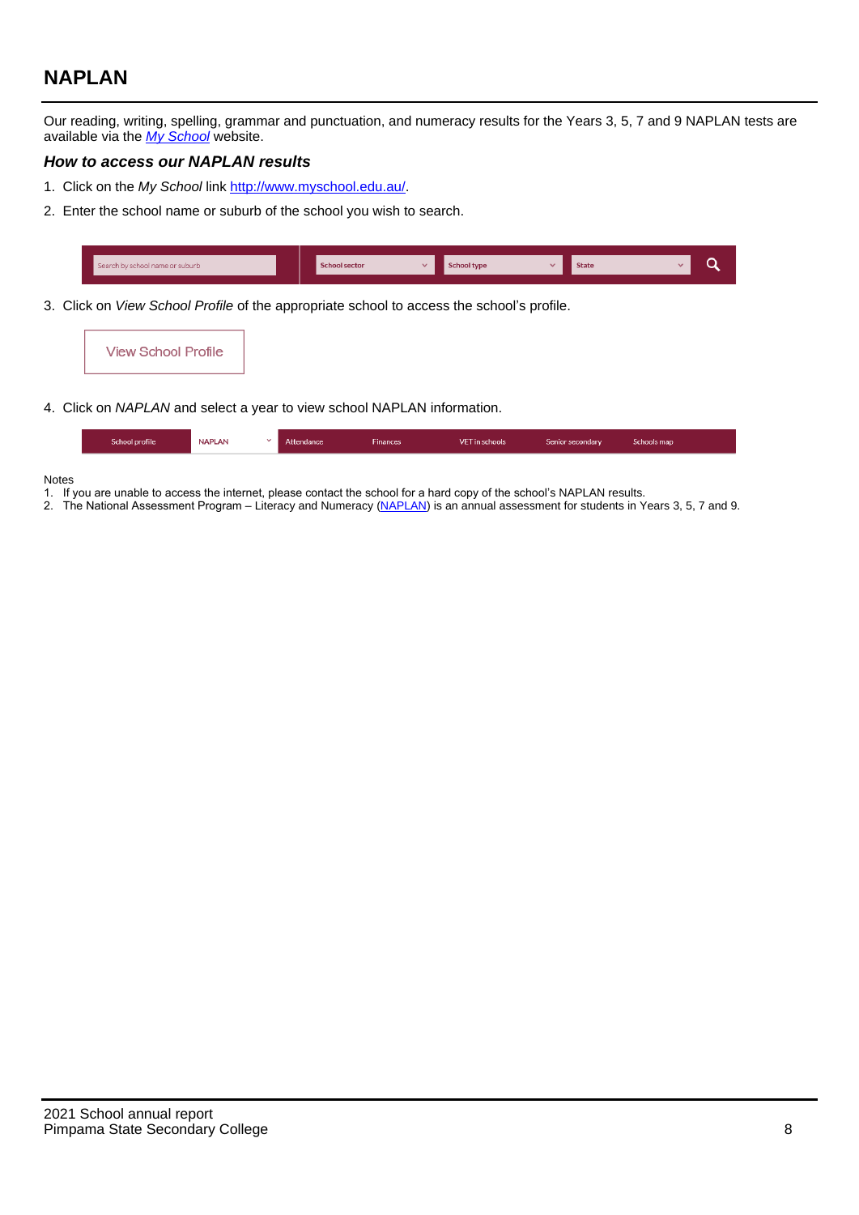## NAPLAN

Our reading, writing, spelling, grammar and punctuation, and numeracy results for the Years 3, 5, 7 and 9 NAPLAN tests are available via the [*My School*](http://www.myschool.edu.au/) website.

### *How to access our NAPLAN results*

1. Click on the *My School* link [http://www.myschool.edu.au/](http://www.myschool.edu.au/).
2. Enter the school name or suburb of the school you wish to search.

Search by school name or suburb | School sector | School type | State

3. Click on *View School Profile* of the appropriate school to access the school's profile.

View School Profile

4. Click on *NAPLAN* and select a year to view school NAPLAN information.

School profile | NAPLAN | Attendance | Finances | VET in schools | Senior secondary | Schools map

Notes

1. If you are unable to access the internet, please contact the school for a hard copy of the school's NAPLAN results.
2. The National Assessment Program – Literacy and Numeracy (NAPLAN) is an annual assessment for students in Years 3, 5, 7 and 9.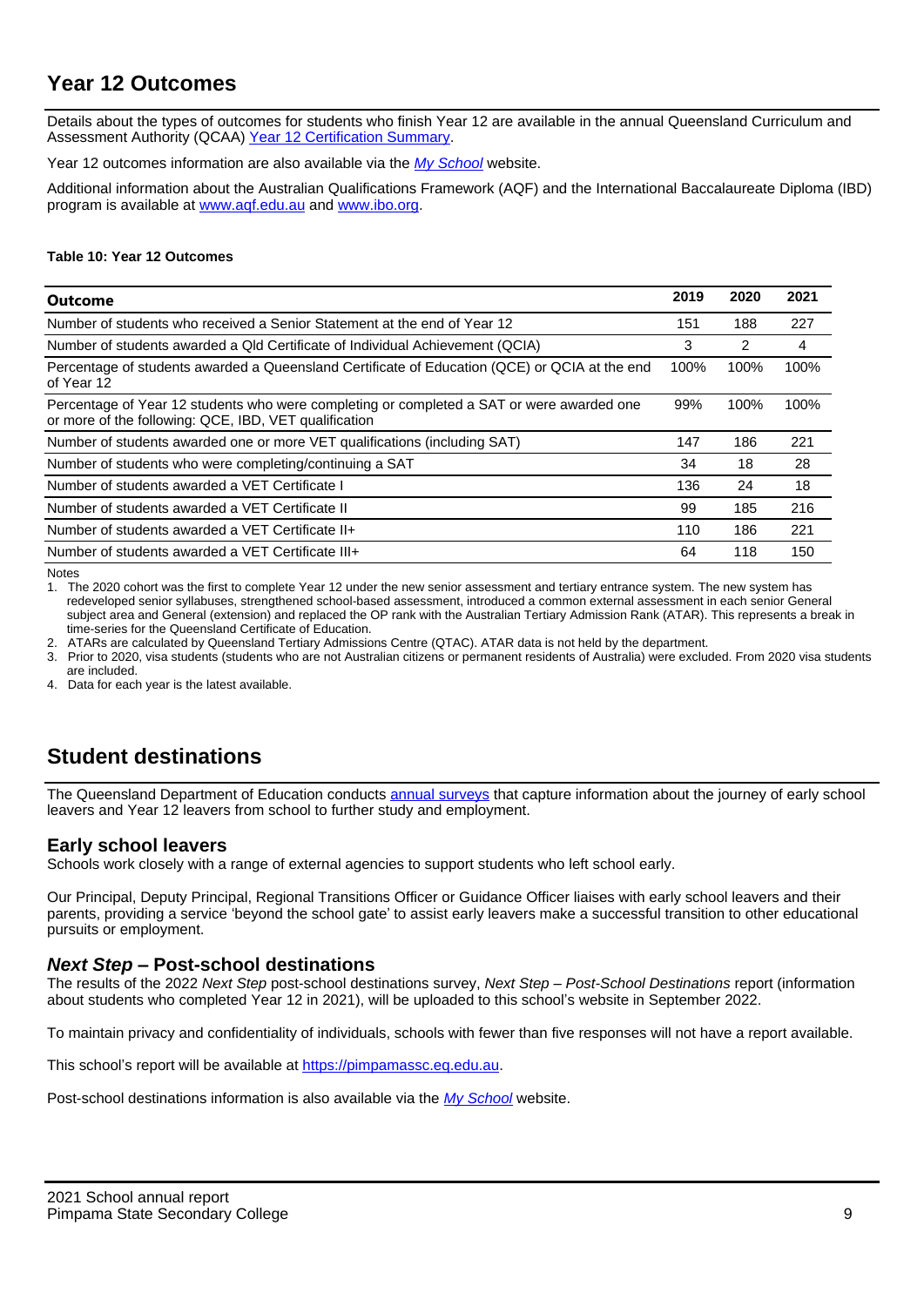## Year 12 Outcomes

Details about the types of outcomes for students who finish Year 12 are available in the annual Queensland Curriculum and Assessment Authority (QCAA) Year 12 Certification Summary.

Year 12 outcomes information are also available via the *My School* website.

Additional information about the Australian Qualifications Framework (AQF) and the International Baccalaureate Diploma (IBD) program is available at www.aqf.edu.au and www.ibo.org.

**Table 10: Year 12 Outcomes**

| Outcome | 2019 | 2020 | 2021 |
|---|---|---|---|
| Number of students who received a Senior Statement at the end of Year 12 | 151 | 188 | 227 |
| Number of students awarded a Qld Certificate of Individual Achievement (QCIA) | 3 | 2 | 4 |
| Percentage of students awarded a Queensland Certificate of Education (QCE) or QCIA at the end of Year 12 | 100% | 100% | 100% |
| Percentage of Year 12 students who were completing or completed a SAT or were awarded one or more of the following: QCE, IBD, VET qualification | 99% | 100% | 100% |
| Number of students awarded one or more VET qualifications (including SAT) | 147 | 186 | 221 |
| Number of students who were completing/continuing a SAT | 34 | 18 | 28 |
| Number of students awarded a VET Certificate I | 136 | 24 | 18 |
| Number of students awarded a VET Certificate II | 99 | 185 | 216 |
| Number of students awarded a VET Certificate II+ | 110 | 186 | 221 |
| Number of students awarded a VET Certificate III+ | 64 | 118 | 150 |

Notes

1. The 2020 cohort was the first to complete Year 12 under the new senior assessment and tertiary entrance system. The new system has redeveloped senior syllabuses, strengthened school-based assessment, introduced a common external assessment in each senior General subject area and General (extension) and replaced the OP rank with the Australian Tertiary Admission Rank (ATAR). This represents a break in time-series for the Queensland Certificate of Education.
2. ATARs are calculated by Queensland Tertiary Admissions Centre (QTAC). ATAR data is not held by the department.
3. Prior to 2020, visa students (students who are not Australian citizens or permanent residents of Australia) were excluded. From 2020 visa students are included.
4. Data for each year is the latest available.

## Student destinations

The Queensland Department of Education conducts annual surveys that capture information about the journey of early school leavers and Year 12 leavers from school to further study and employment.

### Early school leavers

Schools work closely with a range of external agencies to support students who left school early.

Our Principal, Deputy Principal, Regional Transitions Officer or Guidance Officer liaises with early school leavers and their parents, providing a service 'beyond the school gate' to assist early leavers make a successful transition to other educational pursuits or employment.

### *Next Step* – Post-school destinations

The results of the 2022 *Next Step* post-school destinations survey, *Next Step – Post-School Destinations* report (information about students who completed Year 12 in 2021), will be uploaded to this school's website in September 2022.

To maintain privacy and confidentiality of individuals, schools with fewer than five responses will not have a report available.

This school's report will be available at https://pimpamassc.eq.edu.au.

Post-school destinations information is also available via the *My School* website.